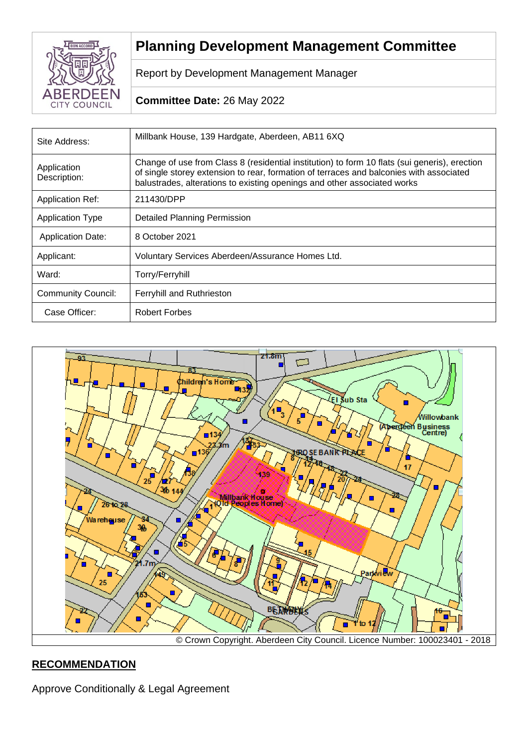# Planning Development Management Committee

Report by Development Management Manager

**Committee Date:** 26 May 2022

| Site Address: | Millbank House, 139 Hardgate, Aberdeen, AB11 6XQ |
|---|---|
| Application Description: | Change of use from Class 8 (residential institution) to form 10 flats (sui generis), erection of single storey extension to rear, formation of terraces and balconies with associated balustrades, alterations to existing openings and other associated works |
| Application Ref: | 211430/DPP |
| Application Type | Detailed Planning Permission |
| Application Date: | 8 October 2021 |
| Applicant: | Voluntary Services Aberdeen/Assurance Homes Ltd. |
| Ward: | Torry/Ferryhill |
| Community Council: | Ferryhill and Ruthrieston |
| Case Officer: | Robert Forbes |

© Crown Copyright. Aberdeen City Council. Licence Number: 100023401 - 2018

## RECOMMENDATION

Approve Conditionally & Legal Agreement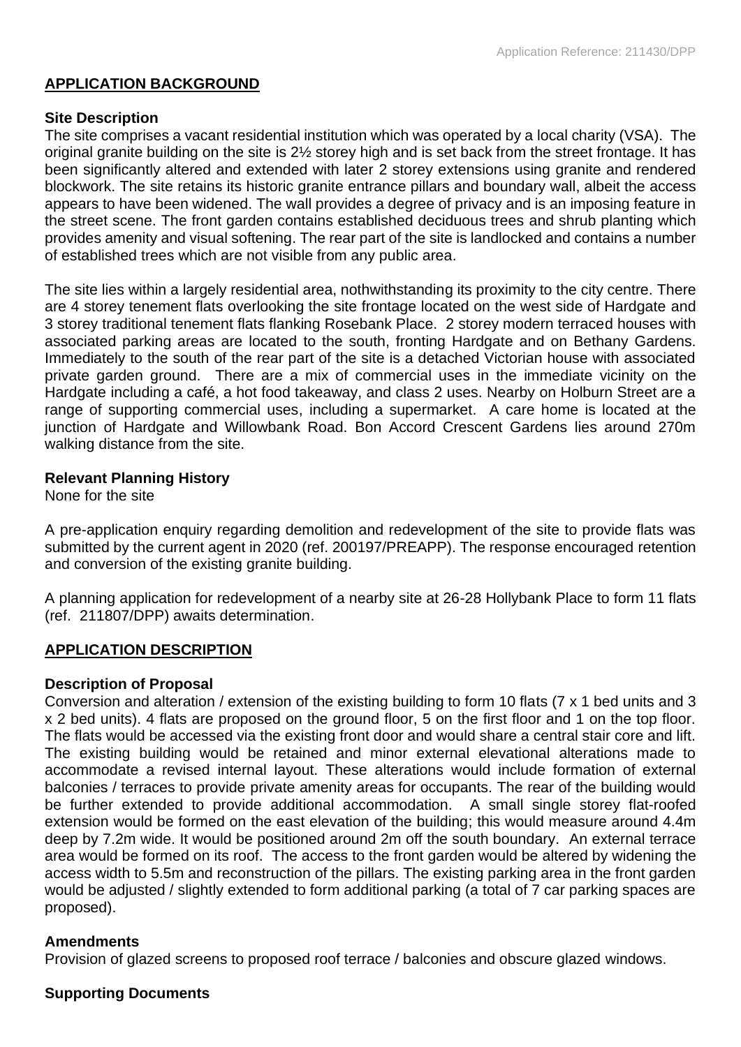## APPLICATION BACKGROUND

### Site Description

The site comprises a vacant residential institution which was operated by a local charity (VSA). The original granite building on the site is 2½ storey high and is set back from the street frontage. It has been significantly altered and extended with later 2 storey extensions using granite and rendered blockwork. The site retains its historic granite entrance pillars and boundary wall, albeit the access appears to have been widened. The wall provides a degree of privacy and is an imposing feature in the street scene. The front garden contains established deciduous trees and shrub planting which provides amenity and visual softening. The rear part of the site is landlocked and contains a number of established trees which are not visible from any public area.

The site lies within a largely residential area, nothwithstanding its proximity to the city centre. There are 4 storey tenement flats overlooking the site frontage located on the west side of Hardgate and 3 storey traditional tenement flats flanking Rosebank Place. 2 storey modern terraced houses with associated parking areas are located to the south, fronting Hardgate and on Bethany Gardens. Immediately to the south of the rear part of the site is a detached Victorian house with associated private garden ground. There are a mix of commercial uses in the immediate vicinity on the Hardgate including a café, a hot food takeaway, and class 2 uses. Nearby on Holburn Street are a range of supporting commercial uses, including a supermarket. A care home is located at the junction of Hardgate and Willowbank Road. Bon Accord Crescent Gardens lies around 270m walking distance from the site.

### Relevant Planning History

None for the site

A pre-application enquiry regarding demolition and redevelopment of the site to provide flats was submitted by the current agent in 2020 (ref. 200197/PREAPP). The response encouraged retention and conversion of the existing granite building.

A planning application for redevelopment of a nearby site at 26-28 Hollybank Place to form 11 flats (ref. 211807/DPP) awaits determination.

## APPLICATION DESCRIPTION

### Description of Proposal

Conversion and alteration / extension of the existing building to form 10 flats (7 x 1 bed units and 3 x 2 bed units). 4 flats are proposed on the ground floor, 5 on the first floor and 1 on the top floor. The flats would be accessed via the existing front door and would share a central stair core and lift. The existing building would be retained and minor external elevational alterations made to accommodate a revised internal layout. These alterations would include formation of external balconies / terraces to provide private amenity areas for occupants. The rear of the building would be further extended to provide additional accommodation. A small single storey flat-roofed extension would be formed on the east elevation of the building; this would measure around 4.4m deep by 7.2m wide. It would be positioned around 2m off the south boundary. An external terrace area would be formed on its roof. The access to the front garden would be altered by widening the access width to 5.5m and reconstruction of the pillars. The existing parking area in the front garden would be adjusted / slightly extended to form additional parking (a total of 7 car parking spaces are proposed).

### Amendments

Provision of glazed screens to proposed roof terrace / balconies and obscure glazed windows.

### Supporting Documents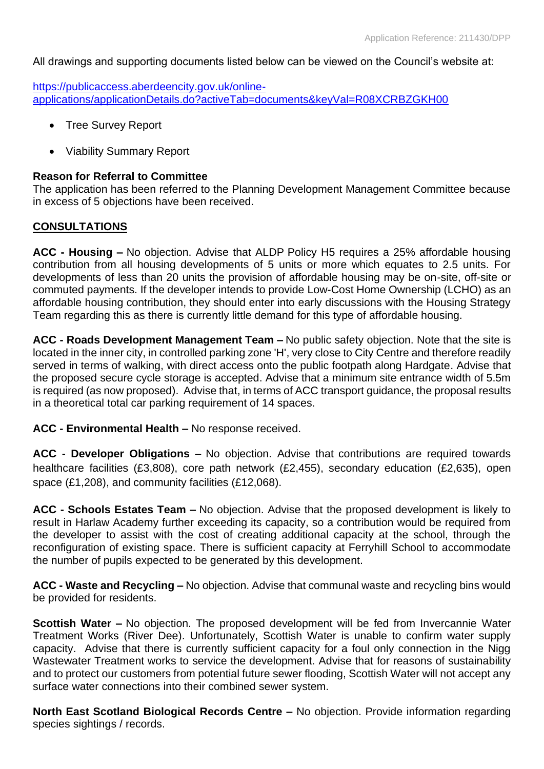All drawings and supporting documents listed below can be viewed on the Council's website at:

[https://publicaccess.aberdeencity.gov.uk/online-applications/applicationDetails.do?activeTab=documents&keyVal=R08XCRBZGKH00](https://publicaccess.aberdeencity.gov.uk/online-applications/applicationDetails.do?activeTab=documents&keyVal=R08XCRBZGKH00)

- Tree Survey Report
- Viability Summary Report

**Reason for Referral to Committee**
The application has been referred to the Planning Development Management Committee because in excess of 5 objections have been received.

## CONSULTATIONS

**ACC - Housing –** No objection. Advise that ALDP Policy H5 requires a 25% affordable housing contribution from all housing developments of 5 units or more which equates to 2.5 units. For developments of less than 20 units the provision of affordable housing may be on-site, off-site or commuted payments. If the developer intends to provide Low-Cost Home Ownership (LCHO) as an affordable housing contribution, they should enter into early discussions with the Housing Strategy Team regarding this as there is currently little demand for this type of affordable housing.

**ACC - Roads Development Management Team –** No public safety objection. Note that the site is located in the inner city, in controlled parking zone 'H', very close to City Centre and therefore readily served in terms of walking, with direct access onto the public footpath along Hardgate. Advise that the proposed secure cycle storage is accepted. Advise that a minimum site entrance width of 5.5m is required (as now proposed). Advise that, in terms of ACC transport guidance, the proposal results in a theoretical total car parking requirement of 14 spaces.

**ACC - Environmental Health –** No response received.

**ACC - Developer Obligations** – No objection. Advise that contributions are required towards healthcare facilities (£3,808), core path network (£2,455), secondary education (£2,635), open space (£1,208), and community facilities (£12,068).

**ACC - Schools Estates Team –** No objection. Advise that the proposed development is likely to result in Harlaw Academy further exceeding its capacity, so a contribution would be required from the developer to assist with the cost of creating additional capacity at the school, through the reconfiguration of existing space. There is sufficient capacity at Ferryhill School to accommodate the number of pupils expected to be generated by this development.

**ACC - Waste and Recycling –** No objection. Advise that communal waste and recycling bins would be provided for residents.

**Scottish Water –** No objection. The proposed development will be fed from Invercannie Water Treatment Works (River Dee). Unfortunately, Scottish Water is unable to confirm water supply capacity. Advise that there is currently sufficient capacity for a foul only connection in the Nigg Wastewater Treatment works to service the development. Advise that for reasons of sustainability and to protect our customers from potential future sewer flooding, Scottish Water will not accept any surface water connections into their combined sewer system.

**North East Scotland Biological Records Centre –** No objection. Provide information regarding species sightings / records.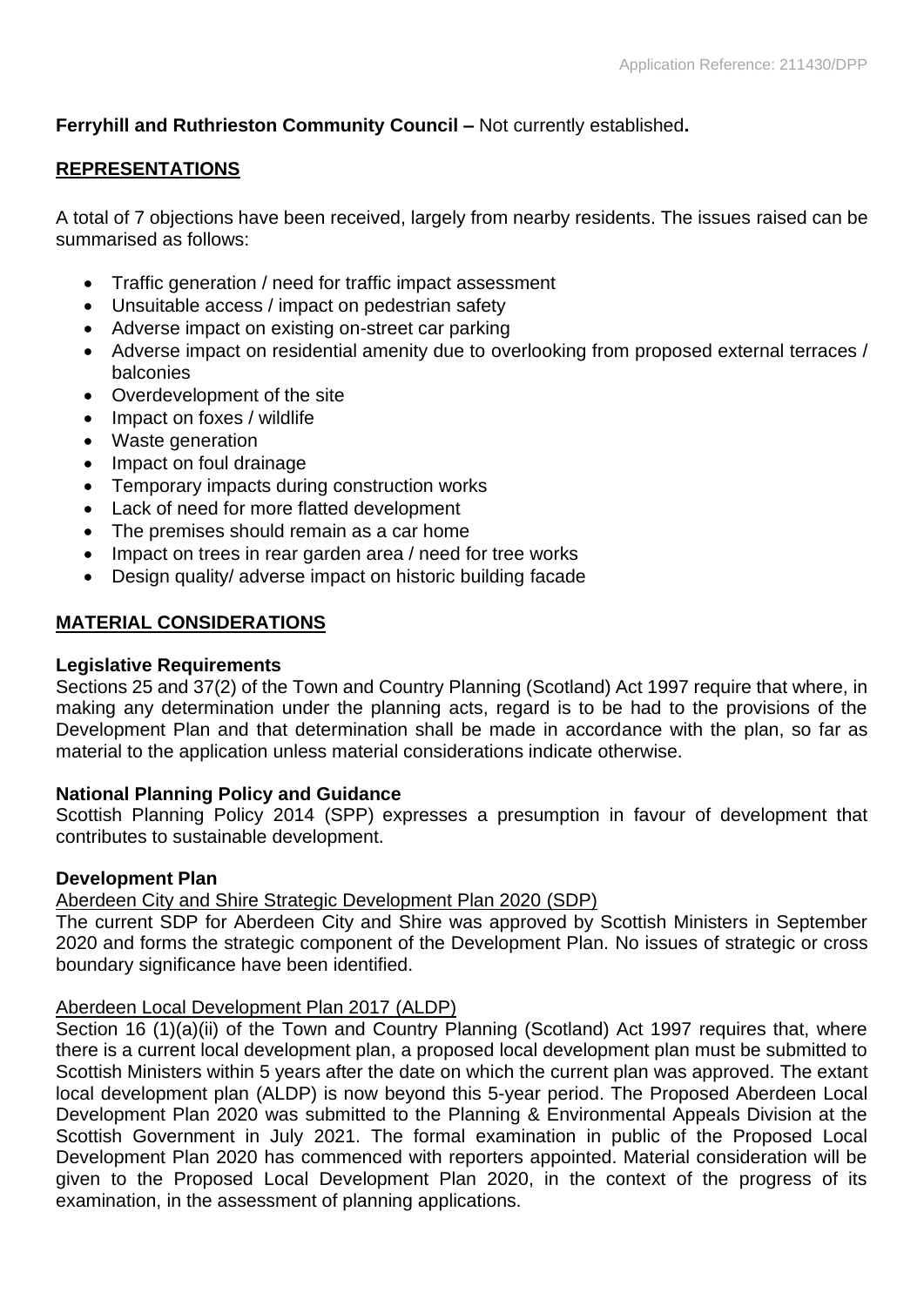**Ferryhill and Ruthrieston Community Council –** Not currently established**.**

## REPRESENTATIONS

A total of 7 objections have been received, largely from nearby residents. The issues raised can be summarised as follows:

- Traffic generation / need for traffic impact assessment
- Unsuitable access / impact on pedestrian safety
- Adverse impact on existing on-street car parking
- Adverse impact on residential amenity due to overlooking from proposed external terraces / balconies
- Overdevelopment of the site
- Impact on foxes / wildlife
- Waste generation
- Impact on foul drainage
- Temporary impacts during construction works
- Lack of need for more flatted development
- The premises should remain as a car home
- Impact on trees in rear garden area / need for tree works
- Design quality/ adverse impact on historic building facade

## MATERIAL CONSIDERATIONS

**Legislative Requirements**

Sections 25 and 37(2) of the Town and Country Planning (Scotland) Act 1997 require that where, in making any determination under the planning acts, regard is to be had to the provisions of the Development Plan and that determination shall be made in accordance with the plan, so far as material to the application unless material considerations indicate otherwise.

**National Planning Policy and Guidance**

Scottish Planning Policy 2014 (SPP) expresses a presumption in favour of development that contributes to sustainable development.

**Development Plan**

Aberdeen City and Shire Strategic Development Plan 2020 (SDP)

The current SDP for Aberdeen City and Shire was approved by Scottish Ministers in September 2020 and forms the strategic component of the Development Plan. No issues of strategic or cross boundary significance have been identified.

Aberdeen Local Development Plan 2017 (ALDP)

Section 16 (1)(a)(ii) of the Town and Country Planning (Scotland) Act 1997 requires that, where there is a current local development plan, a proposed local development plan must be submitted to Scottish Ministers within 5 years after the date on which the current plan was approved. The extant local development plan (ALDP) is now beyond this 5-year period. The Proposed Aberdeen Local Development Plan 2020 was submitted to the Planning & Environmental Appeals Division at the Scottish Government in July 2021. The formal examination in public of the Proposed Local Development Plan 2020 has commenced with reporters appointed. Material consideration will be given to the Proposed Local Development Plan 2020, in the context of the progress of its examination, in the assessment of planning applications.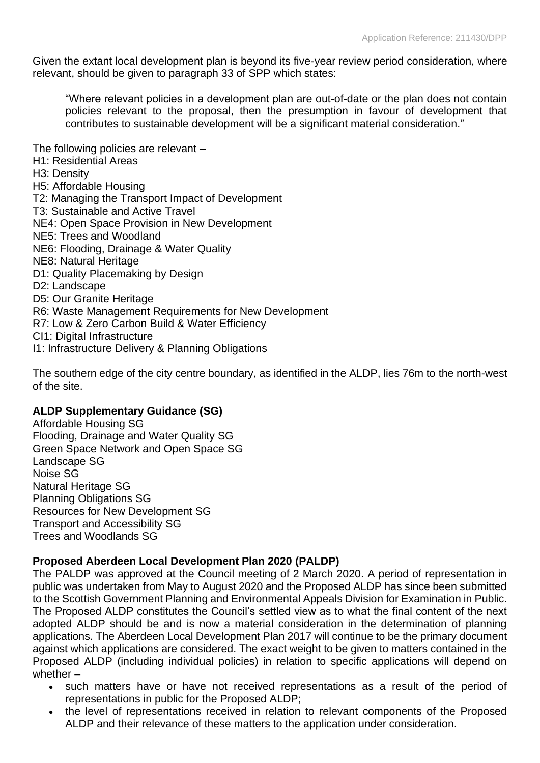Given the extant local development plan is beyond its five-year review period consideration, where relevant, should be given to paragraph 33 of SPP which states:

> "Where relevant policies in a development plan are out-of-date or the plan does not contain policies relevant to the proposal, then the presumption in favour of development that contributes to sustainable development will be a significant material consideration."

The following policies are relevant –

H1: Residential Areas
H3: Density
H5: Affordable Housing
T2: Managing the Transport Impact of Development
T3: Sustainable and Active Travel
NE4: Open Space Provision in New Development
NE5: Trees and Woodland
NE6: Flooding, Drainage & Water Quality
NE8: Natural Heritage
D1: Quality Placemaking by Design
D2: Landscape
D5: Our Granite Heritage
R6: Waste Management Requirements for New Development
R7: Low & Zero Carbon Build & Water Efficiency
CI1: Digital Infrastructure
I1: Infrastructure Delivery & Planning Obligations

The southern edge of the city centre boundary, as identified in the ALDP, lies 76m to the north-west of the site.

**ALDP Supplementary Guidance (SG)**

Affordable Housing SG
Flooding, Drainage and Water Quality SG
Green Space Network and Open Space SG
Landscape SG
Noise SG
Natural Heritage SG
Planning Obligations SG
Resources for New Development SG
Transport and Accessibility SG
Trees and Woodlands SG

**Proposed Aberdeen Local Development Plan 2020 (PALDP)**

The PALDP was approved at the Council meeting of 2 March 2020. A period of representation in public was undertaken from May to August 2020 and the Proposed ALDP has since been submitted to the Scottish Government Planning and Environmental Appeals Division for Examination in Public. The Proposed ALDP constitutes the Council's settled view as to what the final content of the next adopted ALDP should be and is now a material consideration in the determination of planning applications. The Aberdeen Local Development Plan 2017 will continue to be the primary document against which applications are considered. The exact weight to be given to matters contained in the Proposed ALDP (including individual policies) in relation to specific applications will depend on whether –

- such matters have or have not received representations as a result of the period of representations in public for the Proposed ALDP;
- the level of representations received in relation to relevant components of the Proposed ALDP and their relevance of these matters to the application under consideration.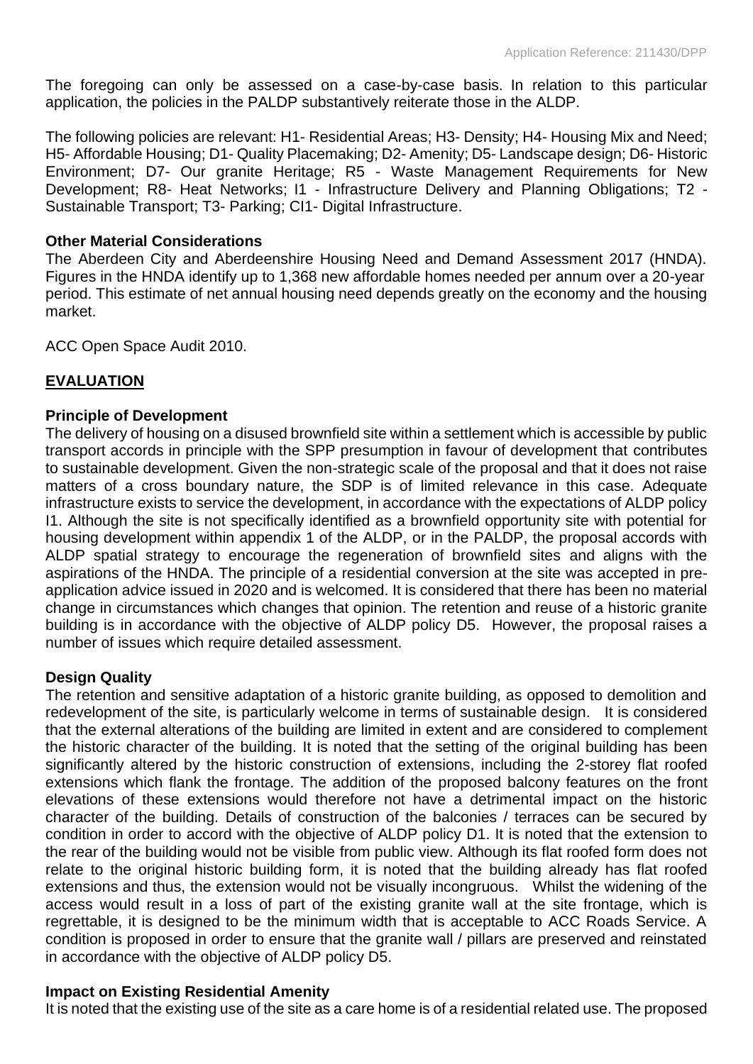The foregoing can only be assessed on a case-by-case basis. In relation to this particular application, the policies in the PALDP substantively reiterate those in the ALDP.

The following policies are relevant: H1- Residential Areas; H3- Density; H4- Housing Mix and Need; H5- Affordable Housing; D1- Quality Placemaking; D2- Amenity; D5- Landscape design; D6- Historic Environment; D7- Our granite Heritage; R5 - Waste Management Requirements for New Development; R8- Heat Networks; I1 - Infrastructure Delivery and Planning Obligations; T2 - Sustainable Transport; T3- Parking; CI1- Digital Infrastructure.

**Other Material Considerations**

The Aberdeen City and Aberdeenshire Housing Need and Demand Assessment 2017 (HNDA). Figures in the HNDA identify up to 1,368 new affordable homes needed per annum over a 20-year period. This estimate of net annual housing need depends greatly on the economy and the housing market.

ACC Open Space Audit 2010.

## EVALUATION

**Principle of Development**

The delivery of housing on a disused brownfield site within a settlement which is accessible by public transport accords in principle with the SPP presumption in favour of development that contributes to sustainable development. Given the non-strategic scale of the proposal and that it does not raise matters of a cross boundary nature, the SDP is of limited relevance in this case. Adequate infrastructure exists to service the development, in accordance with the expectations of ALDP policy I1. Although the site is not specifically identified as a brownfield opportunity site with potential for housing development within appendix 1 of the ALDP, or in the PALDP, the proposal accords with ALDP spatial strategy to encourage the regeneration of brownfield sites and aligns with the aspirations of the HNDA. The principle of a residential conversion at the site was accepted in pre-application advice issued in 2020 and is welcomed. It is considered that there has been no material change in circumstances which changes that opinion. The retention and reuse of a historic granite building is in accordance with the objective of ALDP policy D5. However, the proposal raises a number of issues which require detailed assessment.

**Design Quality**

The retention and sensitive adaptation of a historic granite building, as opposed to demolition and redevelopment of the site, is particularly welcome in terms of sustainable design. It is considered that the external alterations of the building are limited in extent and are considered to complement the historic character of the building. It is noted that the setting of the original building has been significantly altered by the historic construction of extensions, including the 2-storey flat roofed extensions which flank the frontage. The addition of the proposed balcony features on the front elevations of these extensions would therefore not have a detrimental impact on the historic character of the building. Details of construction of the balconies / terraces can be secured by condition in order to accord with the objective of ALDP policy D1. It is noted that the extension to the rear of the building would not be visible from public view. Although its flat roofed form does not relate to the original historic building form, it is noted that the building already has flat roofed extensions and thus, the extension would not be visually incongruous. Whilst the widening of the access would result in a loss of part of the existing granite wall at the site frontage, which is regrettable, it is designed to be the minimum width that is acceptable to ACC Roads Service. A condition is proposed in order to ensure that the granite wall / pillars are preserved and reinstated in accordance with the objective of ALDP policy D5.

**Impact on Existing Residential Amenity**

It is noted that the existing use of the site as a care home is of a residential related use. The proposed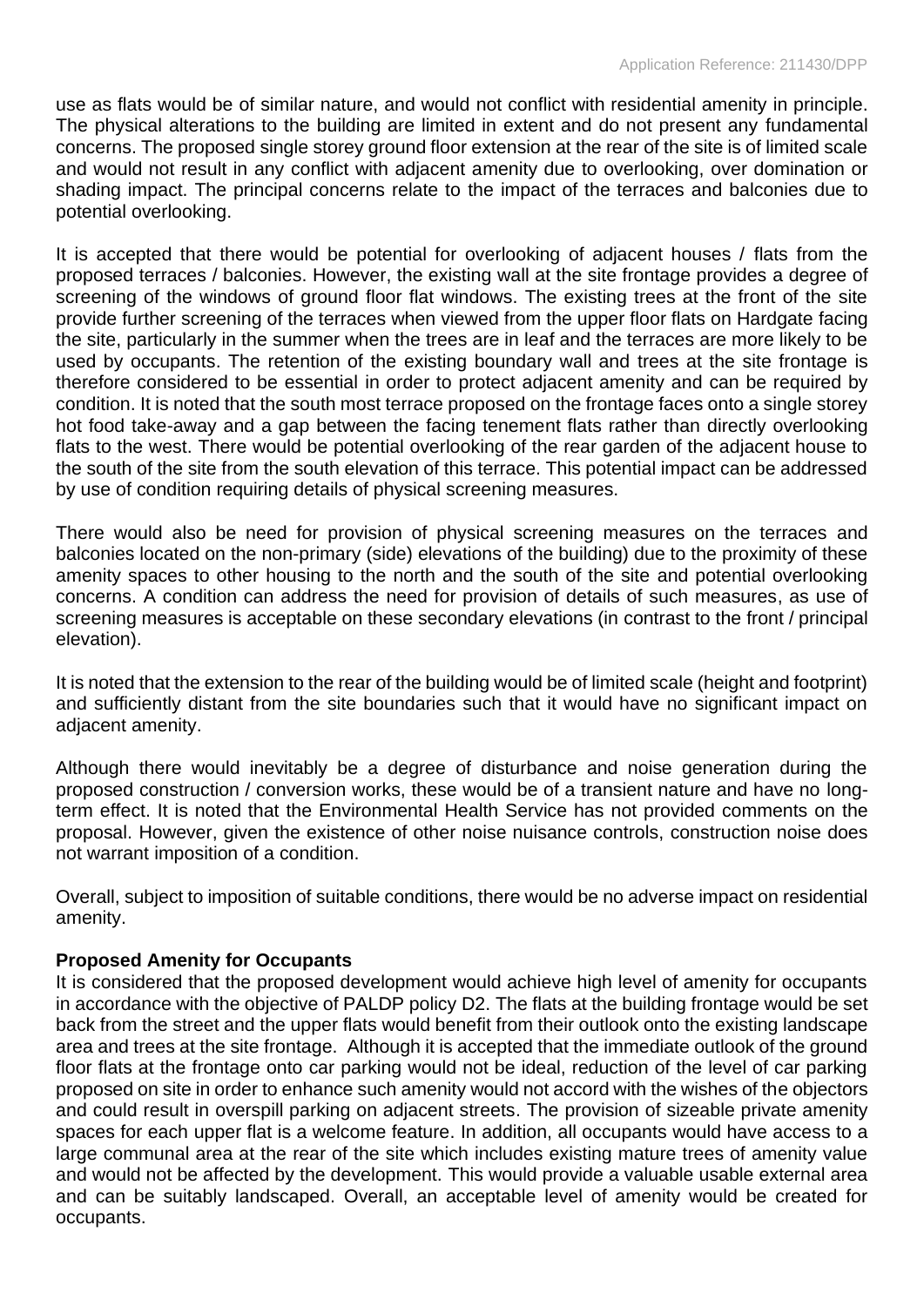use as flats would be of similar nature, and would not conflict with residential amenity in principle. The physical alterations to the building are limited in extent and do not present any fundamental concerns. The proposed single storey ground floor extension at the rear of the site is of limited scale and would not result in any conflict with adjacent amenity due to overlooking, over domination or shading impact. The principal concerns relate to the impact of the terraces and balconies due to potential overlooking.

It is accepted that there would be potential for overlooking of adjacent houses / flats from the proposed terraces / balconies. However, the existing wall at the site frontage provides a degree of screening of the windows of ground floor flat windows. The existing trees at the front of the site provide further screening of the terraces when viewed from the upper floor flats on Hardgate facing the site, particularly in the summer when the trees are in leaf and the terraces are more likely to be used by occupants. The retention of the existing boundary wall and trees at the site frontage is therefore considered to be essential in order to protect adjacent amenity and can be required by condition. It is noted that the south most terrace proposed on the frontage faces onto a single storey hot food take-away and a gap between the facing tenement flats rather than directly overlooking flats to the west. There would be potential overlooking of the rear garden of the adjacent house to the south of the site from the south elevation of this terrace. This potential impact can be addressed by use of condition requiring details of physical screening measures.

There would also be need for provision of physical screening measures on the terraces and balconies located on the non-primary (side) elevations of the building) due to the proximity of these amenity spaces to other housing to the north and the south of the site and potential overlooking concerns. A condition can address the need for provision of details of such measures, as use of screening measures is acceptable on these secondary elevations (in contrast to the front / principal elevation).

It is noted that the extension to the rear of the building would be of limited scale (height and footprint) and sufficiently distant from the site boundaries such that it would have no significant impact on adjacent amenity.

Although there would inevitably be a degree of disturbance and noise generation during the proposed construction / conversion works, these would be of a transient nature and have no long-term effect. It is noted that the Environmental Health Service has not provided comments on the proposal. However, given the existence of other noise nuisance controls, construction noise does not warrant imposition of a condition.

Overall, subject to imposition of suitable conditions, there would be no adverse impact on residential amenity.

**Proposed Amenity for Occupants**

It is considered that the proposed development would achieve high level of amenity for occupants in accordance with the objective of PALDP policy D2. The flats at the building frontage would be set back from the street and the upper flats would benefit from their outlook onto the existing landscape area and trees at the site frontage. Although it is accepted that the immediate outlook of the ground floor flats at the frontage onto car parking would not be ideal, reduction of the level of car parking proposed on site in order to enhance such amenity would not accord with the wishes of the objectors and could result in overspill parking on adjacent streets. The provision of sizeable private amenity spaces for each upper flat is a welcome feature. In addition, all occupants would have access to a large communal area at the rear of the site which includes existing mature trees of amenity value and would not be affected by the development. This would provide a valuable usable external area and can be suitably landscaped. Overall, an acceptable level of amenity would be created for occupants.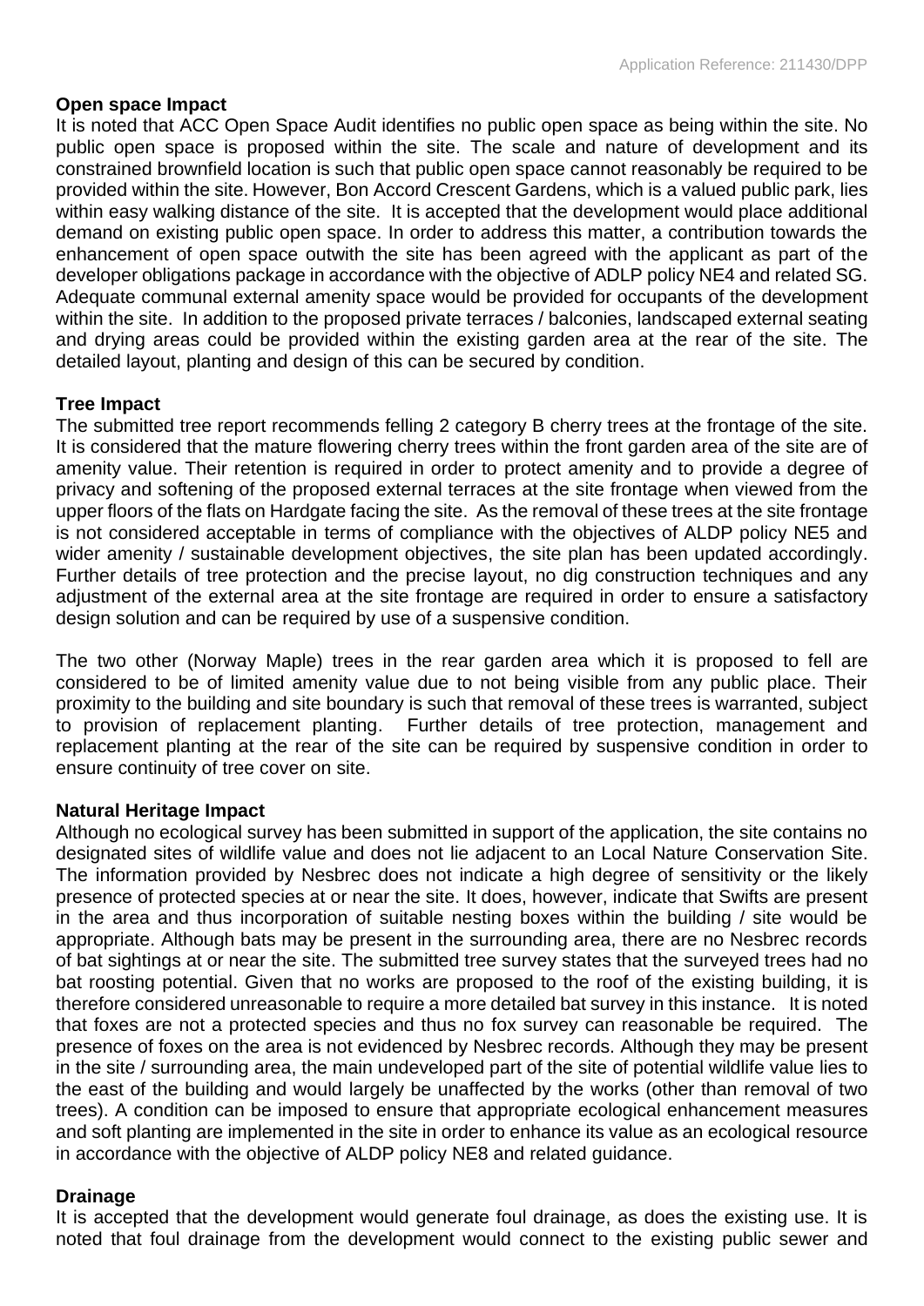**Open space Impact**

It is noted that ACC Open Space Audit identifies no public open space as being within the site. No public open space is proposed within the site. The scale and nature of development and its constrained brownfield location is such that public open space cannot reasonably be required to be provided within the site. However, Bon Accord Crescent Gardens, which is a valued public park, lies within easy walking distance of the site. It is accepted that the development would place additional demand on existing public open space. In order to address this matter, a contribution towards the enhancement of open space outwith the site has been agreed with the applicant as part of the developer obligations package in accordance with the objective of ADLP policy NE4 and related SG. Adequate communal external amenity space would be provided for occupants of the development within the site. In addition to the proposed private terraces / balconies, landscaped external seating and drying areas could be provided within the existing garden area at the rear of the site. The detailed layout, planting and design of this can be secured by condition.

**Tree Impact**

The submitted tree report recommends felling 2 category B cherry trees at the frontage of the site. It is considered that the mature flowering cherry trees within the front garden area of the site are of amenity value. Their retention is required in order to protect amenity and to provide a degree of privacy and softening of the proposed external terraces at the site frontage when viewed from the upper floors of the flats on Hardgate facing the site. As the removal of these trees at the site frontage is not considered acceptable in terms of compliance with the objectives of ALDP policy NE5 and wider amenity / sustainable development objectives, the site plan has been updated accordingly. Further details of tree protection and the precise layout, no dig construction techniques and any adjustment of the external area at the site frontage are required in order to ensure a satisfactory design solution and can be required by use of a suspensive condition.

The two other (Norway Maple) trees in the rear garden area which it is proposed to fell are considered to be of limited amenity value due to not being visible from any public place. Their proximity to the building and site boundary is such that removal of these trees is warranted, subject to provision of replacement planting. Further details of tree protection, management and replacement planting at the rear of the site can be required by suspensive condition in order to ensure continuity of tree cover on site.

**Natural Heritage Impact**

Although no ecological survey has been submitted in support of the application, the site contains no designated sites of wildlife value and does not lie adjacent to an Local Nature Conservation Site. The information provided by Nesbrec does not indicate a high degree of sensitivity or the likely presence of protected species at or near the site. It does, however, indicate that Swifts are present in the area and thus incorporation of suitable nesting boxes within the building / site would be appropriate. Although bats may be present in the surrounding area, there are no Nesbrec records of bat sightings at or near the site. The submitted tree survey states that the surveyed trees had no bat roosting potential. Given that no works are proposed to the roof of the existing building, it is therefore considered unreasonable to require a more detailed bat survey in this instance. It is noted that foxes are not a protected species and thus no fox survey can reasonable be required. The presence of foxes on the area is not evidenced by Nesbrec records. Although they may be present in the site / surrounding area, the main undeveloped part of the site of potential wildlife value lies to the east of the building and would largely be unaffected by the works (other than removal of two trees). A condition can be imposed to ensure that appropriate ecological enhancement measures and soft planting are implemented in the site in order to enhance its value as an ecological resource in accordance with the objective of ALDP policy NE8 and related guidance.

**Drainage**

It is accepted that the development would generate foul drainage, as does the existing use. It is noted that foul drainage from the development would connect to the existing public sewer and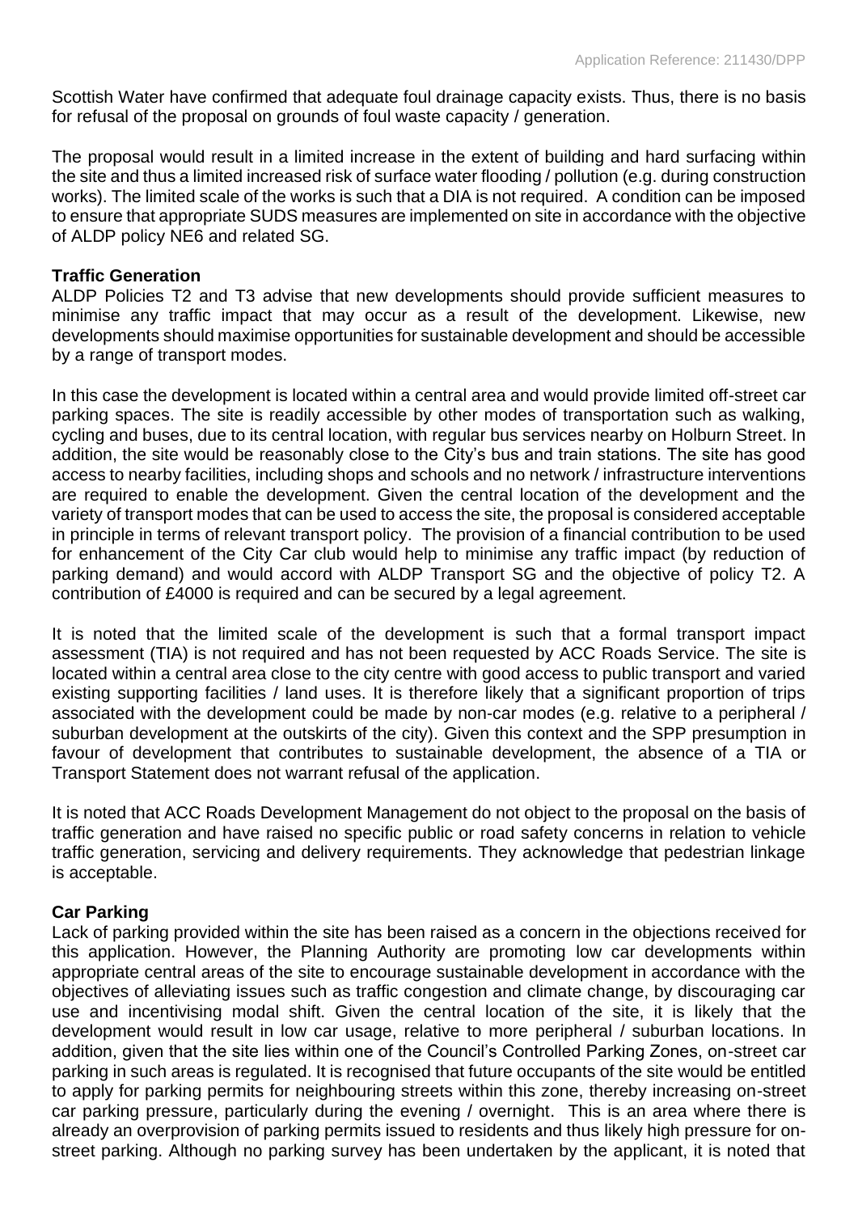Scottish Water have confirmed that adequate foul drainage capacity exists. Thus, there is no basis for refusal of the proposal on grounds of foul waste capacity / generation.

The proposal would result in a limited increase in the extent of building and hard surfacing within the site and thus a limited increased risk of surface water flooding / pollution (e.g. during construction works). The limited scale of the works is such that a DIA is not required. A condition can be imposed to ensure that appropriate SUDS measures are implemented on site in accordance with the objective of ALDP policy NE6 and related SG.

**Traffic Generation**

ALDP Policies T2 and T3 advise that new developments should provide sufficient measures to minimise any traffic impact that may occur as a result of the development. Likewise, new developments should maximise opportunities for sustainable development and should be accessible by a range of transport modes.

In this case the development is located within a central area and would provide limited off-street car parking spaces. The site is readily accessible by other modes of transportation such as walking, cycling and buses, due to its central location, with regular bus services nearby on Holburn Street. In addition, the site would be reasonably close to the City's bus and train stations. The site has good access to nearby facilities, including shops and schools and no network / infrastructure interventions are required to enable the development. Given the central location of the development and the variety of transport modes that can be used to access the site, the proposal is considered acceptable in principle in terms of relevant transport policy. The provision of a financial contribution to be used for enhancement of the City Car club would help to minimise any traffic impact (by reduction of parking demand) and would accord with ALDP Transport SG and the objective of policy T2. A contribution of £4000 is required and can be secured by a legal agreement.

It is noted that the limited scale of the development is such that a formal transport impact assessment (TIA) is not required and has not been requested by ACC Roads Service. The site is located within a central area close to the city centre with good access to public transport and varied existing supporting facilities / land uses. It is therefore likely that a significant proportion of trips associated with the development could be made by non-car modes (e.g. relative to a peripheral / suburban development at the outskirts of the city). Given this context and the SPP presumption in favour of development that contributes to sustainable development, the absence of a TIA or Transport Statement does not warrant refusal of the application.

It is noted that ACC Roads Development Management do not object to the proposal on the basis of traffic generation and have raised no specific public or road safety concerns in relation to vehicle traffic generation, servicing and delivery requirements. They acknowledge that pedestrian linkage is acceptable.

**Car Parking**

Lack of parking provided within the site has been raised as a concern in the objections received for this application. However, the Planning Authority are promoting low car developments within appropriate central areas of the site to encourage sustainable development in accordance with the objectives of alleviating issues such as traffic congestion and climate change, by discouraging car use and incentivising modal shift. Given the central location of the site, it is likely that the development would result in low car usage, relative to more peripheral / suburban locations. In addition, given that the site lies within one of the Council's Controlled Parking Zones, on-street car parking in such areas is regulated. It is recognised that future occupants of the site would be entitled to apply for parking permits for neighbouring streets within this zone, thereby increasing on-street car parking pressure, particularly during the evening / overnight. This is an area where there is already an overprovision of parking permits issued to residents and thus likely high pressure for on-street parking. Although no parking survey has been undertaken by the applicant, it is noted that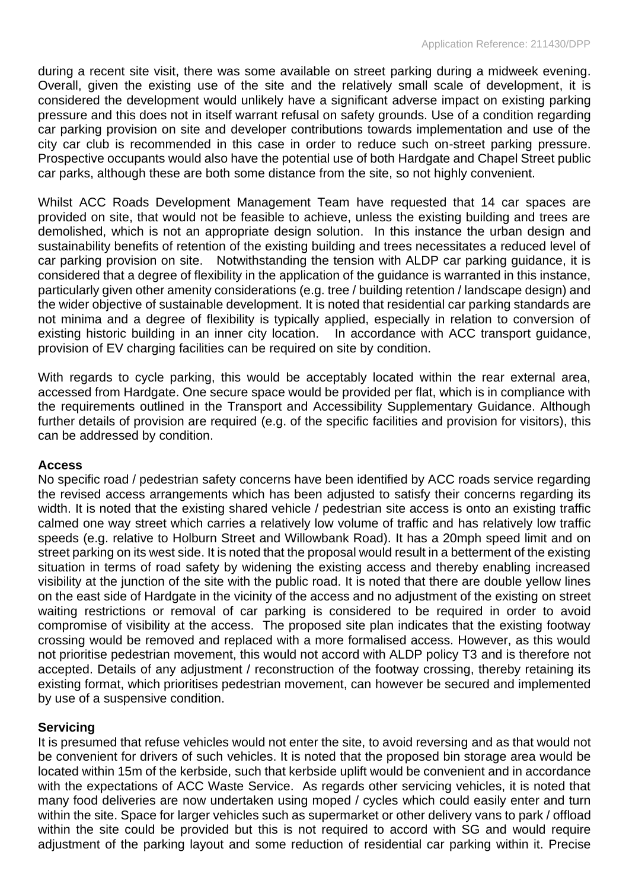during a recent site visit, there was some available on street parking during a midweek evening. Overall, given the existing use of the site and the relatively small scale of development, it is considered the development would unlikely have a significant adverse impact on existing parking pressure and this does not in itself warrant refusal on safety grounds. Use of a condition regarding car parking provision on site and developer contributions towards implementation and use of the city car club is recommended in this case in order to reduce such on-street parking pressure. Prospective occupants would also have the potential use of both Hardgate and Chapel Street public car parks, although these are both some distance from the site, so not highly convenient.

Whilst ACC Roads Development Management Team have requested that 14 car spaces are provided on site, that would not be feasible to achieve, unless the existing building and trees are demolished, which is not an appropriate design solution. In this instance the urban design and sustainability benefits of retention of the existing building and trees necessitates a reduced level of car parking provision on site. Notwithstanding the tension with ALDP car parking guidance, it is considered that a degree of flexibility in the application of the guidance is warranted in this instance, particularly given other amenity considerations (e.g. tree / building retention / landscape design) and the wider objective of sustainable development. It is noted that residential car parking standards are not minima and a degree of flexibility is typically applied, especially in relation to conversion of existing historic building in an inner city location. In accordance with ACC transport guidance, provision of EV charging facilities can be required on site by condition.

With regards to cycle parking, this would be acceptably located within the rear external area, accessed from Hardgate. One secure space would be provided per flat, which is in compliance with the requirements outlined in the Transport and Accessibility Supplementary Guidance. Although further details of provision are required (e.g. of the specific facilities and provision for visitors), this can be addressed by condition.

**Access**

No specific road / pedestrian safety concerns have been identified by ACC roads service regarding the revised access arrangements which has been adjusted to satisfy their concerns regarding its width. It is noted that the existing shared vehicle / pedestrian site access is onto an existing traffic calmed one way street which carries a relatively low volume of traffic and has relatively low traffic speeds (e.g. relative to Holburn Street and Willowbank Road). It has a 20mph speed limit and on street parking on its west side. It is noted that the proposal would result in a betterment of the existing situation in terms of road safety by widening the existing access and thereby enabling increased visibility at the junction of the site with the public road. It is noted that there are double yellow lines on the east side of Hardgate in the vicinity of the access and no adjustment of the existing on street waiting restrictions or removal of car parking is considered to be required in order to avoid compromise of visibility at the access. The proposed site plan indicates that the existing footway crossing would be removed and replaced with a more formalised access. However, as this would not prioritise pedestrian movement, this would not accord with ALDP policy T3 and is therefore not accepted. Details of any adjustment / reconstruction of the footway crossing, thereby retaining its existing format, which prioritises pedestrian movement, can however be secured and implemented by use of a suspensive condition.

**Servicing**

It is presumed that refuse vehicles would not enter the site, to avoid reversing and as that would not be convenient for drivers of such vehicles. It is noted that the proposed bin storage area would be located within 15m of the kerbside, such that kerbside uplift would be convenient and in accordance with the expectations of ACC Waste Service. As regards other servicing vehicles, it is noted that many food deliveries are now undertaken using moped / cycles which could easily enter and turn within the site. Space for larger vehicles such as supermarket or other delivery vans to park / offload within the site could be provided but this is not required to accord with SG and would require adjustment of the parking layout and some reduction of residential car parking within it. Precise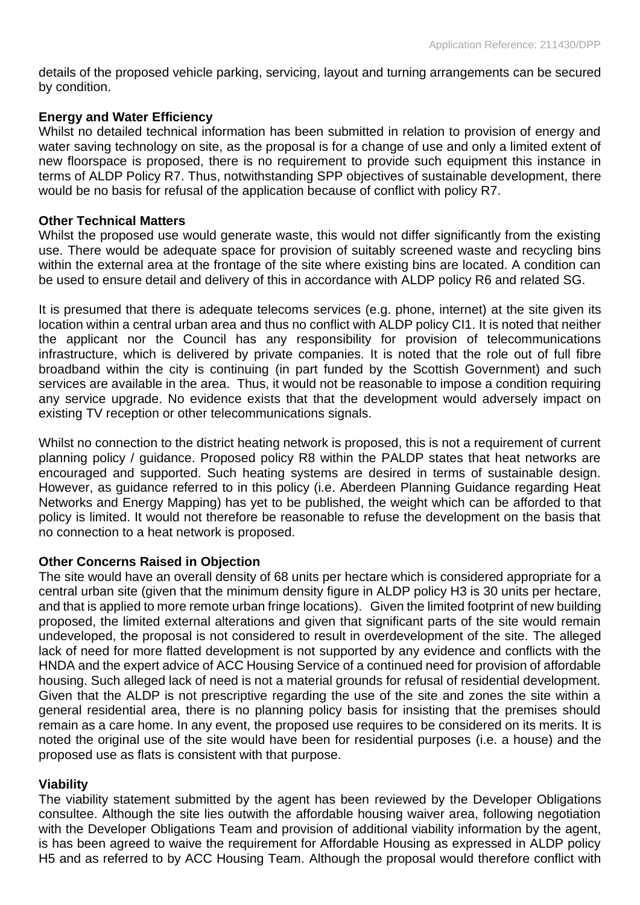details of the proposed vehicle parking, servicing, layout and turning arrangements can be secured by condition.

**Energy and Water Efficiency**

Whilst no detailed technical information has been submitted in relation to provision of energy and water saving technology on site, as the proposal is for a change of use and only a limited extent of new floorspace is proposed, there is no requirement to provide such equipment this instance in terms of ALDP Policy R7. Thus, notwithstanding SPP objectives of sustainable development, there would be no basis for refusal of the application because of conflict with policy R7.

**Other Technical Matters**

Whilst the proposed use would generate waste, this would not differ significantly from the existing use. There would be adequate space for provision of suitably screened waste and recycling bins within the external area at the frontage of the site where existing bins are located. A condition can be used to ensure detail and delivery of this in accordance with ALDP policy R6 and related SG.

It is presumed that there is adequate telecoms services (e.g. phone, internet) at the site given its location within a central urban area and thus no conflict with ALDP policy CI1. It is noted that neither the applicant nor the Council has any responsibility for provision of telecommunications infrastructure, which is delivered by private companies. It is noted that the role out of full fibre broadband within the city is continuing (in part funded by the Scottish Government) and such services are available in the area. Thus, it would not be reasonable to impose a condition requiring any service upgrade. No evidence exists that that the development would adversely impact on existing TV reception or other telecommunications signals.

Whilst no connection to the district heating network is proposed, this is not a requirement of current planning policy / guidance. Proposed policy R8 within the PALDP states that heat networks are encouraged and supported. Such heating systems are desired in terms of sustainable design. However, as guidance referred to in this policy (i.e. Aberdeen Planning Guidance regarding Heat Networks and Energy Mapping) has yet to be published, the weight which can be afforded to that policy is limited. It would not therefore be reasonable to refuse the development on the basis that no connection to a heat network is proposed.

**Other Concerns Raised in Objection**

The site would have an overall density of 68 units per hectare which is considered appropriate for a central urban site (given that the minimum density figure in ALDP policy H3 is 30 units per hectare, and that is applied to more remote urban fringe locations). Given the limited footprint of new building proposed, the limited external alterations and given that significant parts of the site would remain undeveloped, the proposal is not considered to result in overdevelopment of the site. The alleged lack of need for more flatted development is not supported by any evidence and conflicts with the HNDA and the expert advice of ACC Housing Service of a continued need for provision of affordable housing. Such alleged lack of need is not a material grounds for refusal of residential development. Given that the ALDP is not prescriptive regarding the use of the site and zones the site within a general residential area, there is no planning policy basis for insisting that the premises should remain as a care home. In any event, the proposed use requires to be considered on its merits. It is noted the original use of the site would have been for residential purposes (i.e. a house) and the proposed use as flats is consistent with that purpose.

**Viability**

The viability statement submitted by the agent has been reviewed by the Developer Obligations consultee. Although the site lies outwith the affordable housing waiver area, following negotiation with the Developer Obligations Team and provision of additional viability information by the agent, is has been agreed to waive the requirement for Affordable Housing as expressed in ALDP policy H5 and as referred to by ACC Housing Team. Although the proposal would therefore conflict with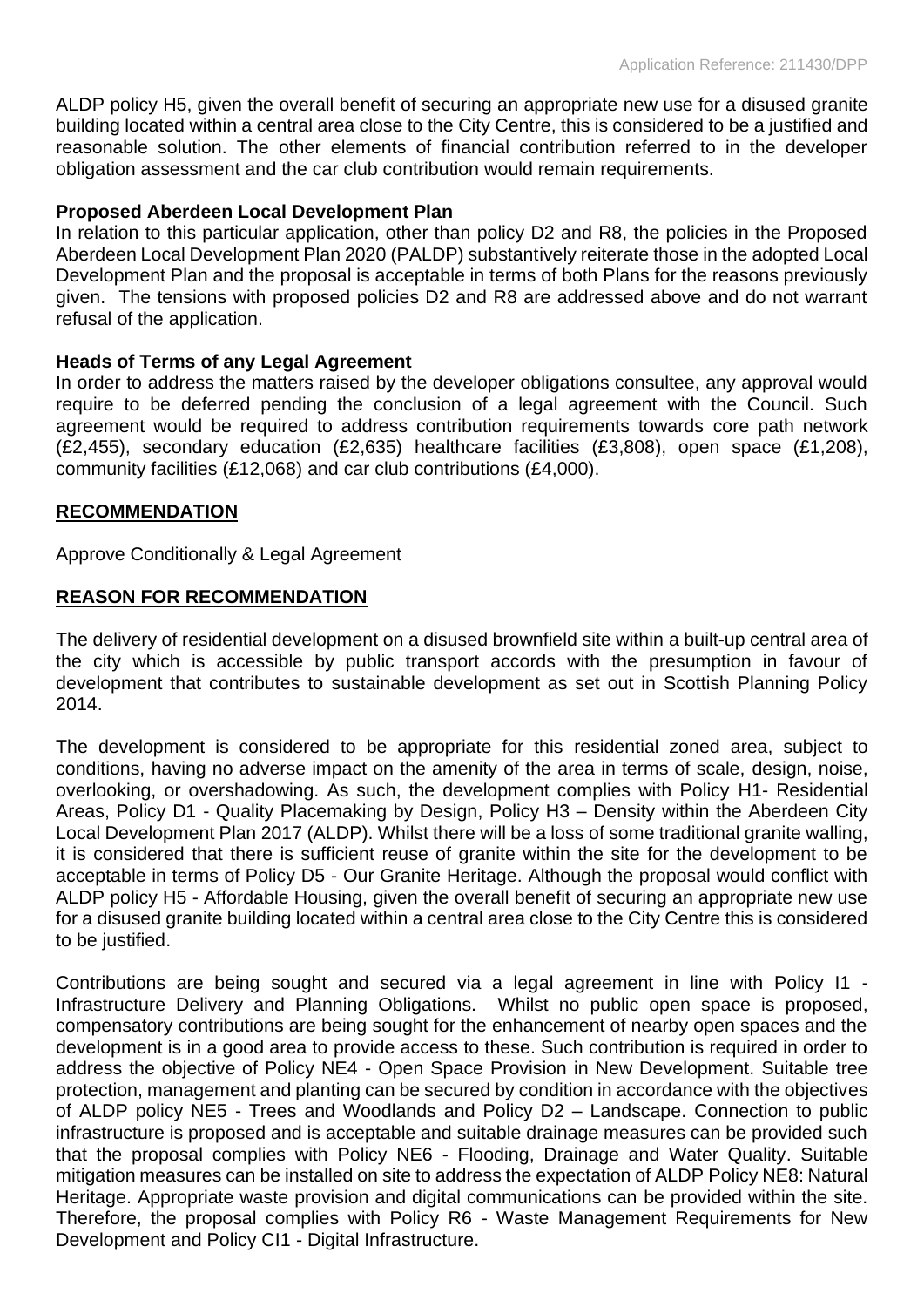ALDP policy H5, given the overall benefit of securing an appropriate new use for a disused granite building located within a central area close to the City Centre, this is considered to be a justified and reasonable solution. The other elements of financial contribution referred to in the developer obligation assessment and the car club contribution would remain requirements.

**Proposed Aberdeen Local Development Plan**

In relation to this particular application, other than policy D2 and R8, the policies in the Proposed Aberdeen Local Development Plan 2020 (PALDP) substantively reiterate those in the adopted Local Development Plan and the proposal is acceptable in terms of both Plans for the reasons previously given. The tensions with proposed policies D2 and R8 are addressed above and do not warrant refusal of the application.

**Heads of Terms of any Legal Agreement**

In order to address the matters raised by the developer obligations consultee, any approval would require to be deferred pending the conclusion of a legal agreement with the Council. Such agreement would be required to address contribution requirements towards core path network (£2,455), secondary education (£2,635) healthcare facilities (£3,808), open space (£1,208), community facilities (£12,068) and car club contributions (£4,000).

**RECOMMENDATION**

Approve Conditionally & Legal Agreement

**REASON FOR RECOMMENDATION**

The delivery of residential development on a disused brownfield site within a built-up central area of the city which is accessible by public transport accords with the presumption in favour of development that contributes to sustainable development as set out in Scottish Planning Policy 2014.

The development is considered to be appropriate for this residential zoned area, subject to conditions, having no adverse impact on the amenity of the area in terms of scale, design, noise, overlooking, or overshadowing. As such, the development complies with Policy H1- Residential Areas, Policy D1 - Quality Placemaking by Design, Policy H3 – Density within the Aberdeen City Local Development Plan 2017 (ALDP). Whilst there will be a loss of some traditional granite walling, it is considered that there is sufficient reuse of granite within the site for the development to be acceptable in terms of Policy D5 - Our Granite Heritage. Although the proposal would conflict with ALDP policy H5 - Affordable Housing, given the overall benefit of securing an appropriate new use for a disused granite building located within a central area close to the City Centre this is considered to be justified.

Contributions are being sought and secured via a legal agreement in line with Policy I1 - Infrastructure Delivery and Planning Obligations. Whilst no public open space is proposed, compensatory contributions are being sought for the enhancement of nearby open spaces and the development is in a good area to provide access to these. Such contribution is required in order to address the objective of Policy NE4 - Open Space Provision in New Development. Suitable tree protection, management and planting can be secured by condition in accordance with the objectives of ALDP policy NE5 - Trees and Woodlands and Policy D2 – Landscape. Connection to public infrastructure is proposed and is acceptable and suitable drainage measures can be provided such that the proposal complies with Policy NE6 - Flooding, Drainage and Water Quality. Suitable mitigation measures can be installed on site to address the expectation of ALDP Policy NE8: Natural Heritage. Appropriate waste provision and digital communications can be provided within the site. Therefore, the proposal complies with Policy R6 - Waste Management Requirements for New Development and Policy CI1 - Digital Infrastructure.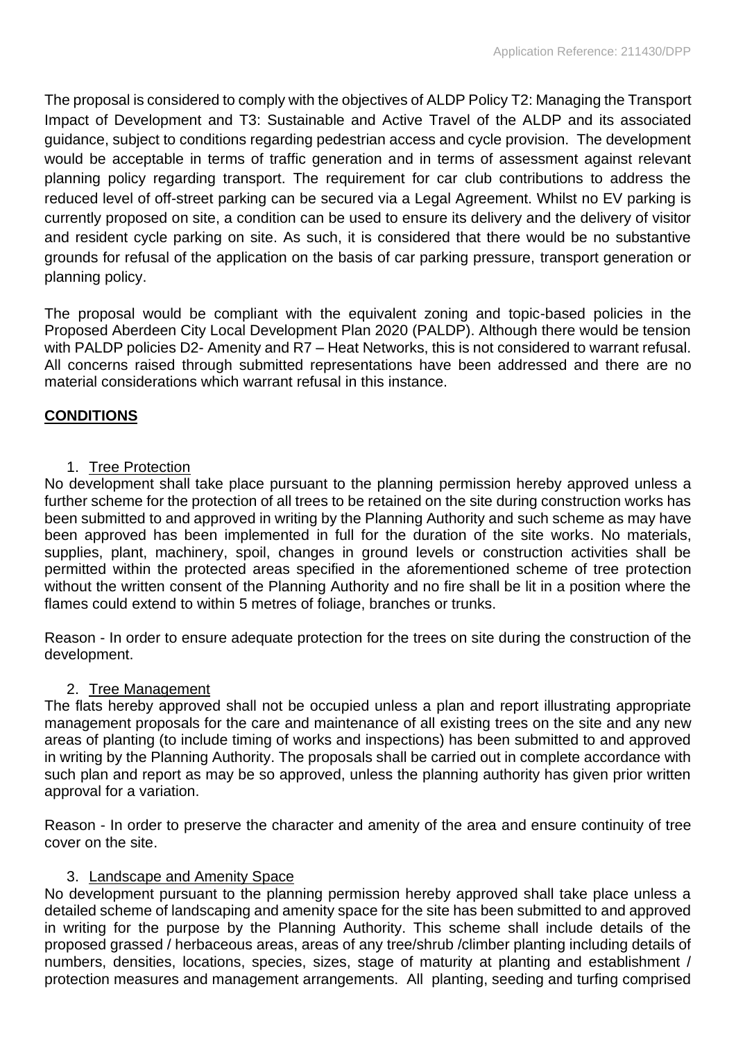The proposal is considered to comply with the objectives of ALDP Policy T2: Managing the Transport Impact of Development and T3: Sustainable and Active Travel of the ALDP and its associated guidance, subject to conditions regarding pedestrian access and cycle provision. The development would be acceptable in terms of traffic generation and in terms of assessment against relevant planning policy regarding transport. The requirement for car club contributions to address the reduced level of off-street parking can be secured via a Legal Agreement. Whilst no EV parking is currently proposed on site, a condition can be used to ensure its delivery and the delivery of visitor and resident cycle parking on site. As such, it is considered that there would be no substantive grounds for refusal of the application on the basis of car parking pressure, transport generation or planning policy.

The proposal would be compliant with the equivalent zoning and topic-based policies in the Proposed Aberdeen City Local Development Plan 2020 (PALDP). Although there would be tension with PALDP policies D2- Amenity and R7 – Heat Networks, this is not considered to warrant refusal. All concerns raised through submitted representations have been addressed and there are no material considerations which warrant refusal in this instance.

## CONDITIONS

1. Tree Protection

No development shall take place pursuant to the planning permission hereby approved unless a further scheme for the protection of all trees to be retained on the site during construction works has been submitted to and approved in writing by the Planning Authority and such scheme as may have been approved has been implemented in full for the duration of the site works. No materials, supplies, plant, machinery, spoil, changes in ground levels or construction activities shall be permitted within the protected areas specified in the aforementioned scheme of tree protection without the written consent of the Planning Authority and no fire shall be lit in a position where the flames could extend to within 5 metres of foliage, branches or trunks.

Reason - In order to ensure adequate protection for the trees on site during the construction of the development.

2. Tree Management

The flats hereby approved shall not be occupied unless a plan and report illustrating appropriate management proposals for the care and maintenance of all existing trees on the site and any new areas of planting (to include timing of works and inspections) has been submitted to and approved in writing by the Planning Authority. The proposals shall be carried out in complete accordance with such plan and report as may be so approved, unless the planning authority has given prior written approval for a variation.

Reason - In order to preserve the character and amenity of the area and ensure continuity of tree cover on the site.

3. Landscape and Amenity Space

No development pursuant to the planning permission hereby approved shall take place unless a detailed scheme of landscaping and amenity space for the site has been submitted to and approved in writing for the purpose by the Planning Authority. This scheme shall include details of the proposed grassed / herbaceous areas, areas of any tree/shrub /climber planting including details of numbers, densities, locations, species, sizes, stage of maturity at planting and establishment / protection measures and management arrangements. All planting, seeding and turfing comprised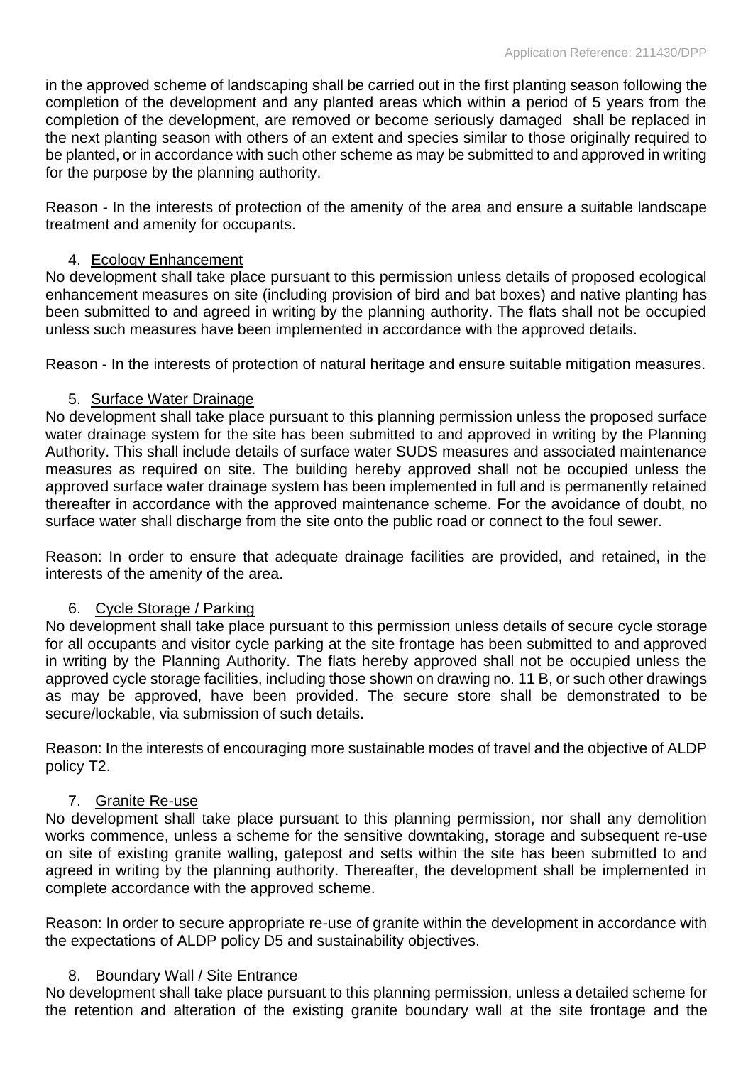in the approved scheme of landscaping shall be carried out in the first planting season following the completion of the development and any planted areas which within a period of 5 years from the completion of the development, are removed or become seriously damaged shall be replaced in the next planting season with others of an extent and species similar to those originally required to be planted, or in accordance with such other scheme as may be submitted to and approved in writing for the purpose by the planning authority.

Reason - In the interests of protection of the amenity of the area and ensure a suitable landscape treatment and amenity for occupants.

4. Ecology Enhancement

No development shall take place pursuant to this permission unless details of proposed ecological enhancement measures on site (including provision of bird and bat boxes) and native planting has been submitted to and agreed in writing by the planning authority. The flats shall not be occupied unless such measures have been implemented in accordance with the approved details.

Reason - In the interests of protection of natural heritage and ensure suitable mitigation measures.

5. Surface Water Drainage

No development shall take place pursuant to this planning permission unless the proposed surface water drainage system for the site has been submitted to and approved in writing by the Planning Authority. This shall include details of surface water SUDS measures and associated maintenance measures as required on site. The building hereby approved shall not be occupied unless the approved surface water drainage system has been implemented in full and is permanently retained thereafter in accordance with the approved maintenance scheme. For the avoidance of doubt, no surface water shall discharge from the site onto the public road or connect to the foul sewer.

Reason: In order to ensure that adequate drainage facilities are provided, and retained, in the interests of the amenity of the area.

6. Cycle Storage / Parking

No development shall take place pursuant to this permission unless details of secure cycle storage for all occupants and visitor cycle parking at the site frontage has been submitted to and approved in writing by the Planning Authority. The flats hereby approved shall not be occupied unless the approved cycle storage facilities, including those shown on drawing no. 11 B, or such other drawings as may be approved, have been provided. The secure store shall be demonstrated to be secure/lockable, via submission of such details.

Reason: In the interests of encouraging more sustainable modes of travel and the objective of ALDP policy T2.

7. Granite Re-use

No development shall take place pursuant to this planning permission, nor shall any demolition works commence, unless a scheme for the sensitive downtaking, storage and subsequent re-use on site of existing granite walling, gatepost and setts within the site has been submitted to and agreed in writing by the planning authority. Thereafter, the development shall be implemented in complete accordance with the approved scheme.

Reason: In order to secure appropriate re-use of granite within the development in accordance with the expectations of ALDP policy D5 and sustainability objectives.

8. Boundary Wall / Site Entrance

No development shall take place pursuant to this planning permission, unless a detailed scheme for the retention and alteration of the existing granite boundary wall at the site frontage and the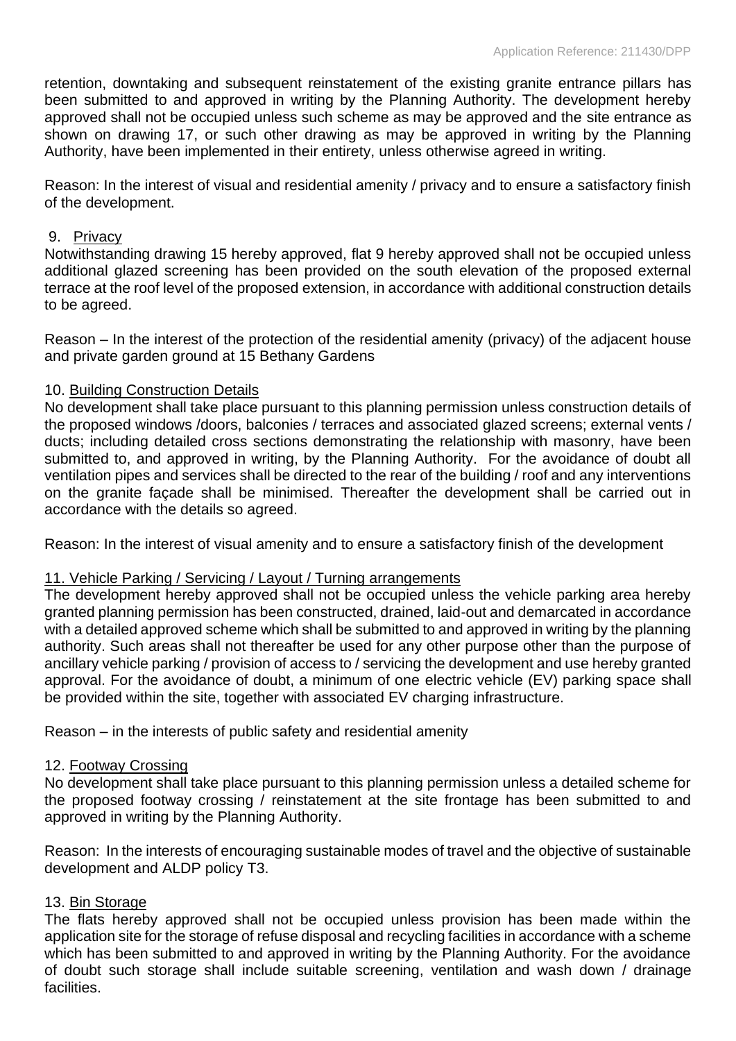retention, downtaking and subsequent reinstatement of the existing granite entrance pillars has been submitted to and approved in writing by the Planning Authority. The development hereby approved shall not be occupied unless such scheme as may be approved and the site entrance as shown on drawing 17, or such other drawing as may be approved in writing by the Planning Authority, have been implemented in their entirety, unless otherwise agreed in writing.

Reason: In the interest of visual and residential amenity / privacy and to ensure a satisfactory finish of the development.

9. Privacy
Notwithstanding drawing 15 hereby approved, flat 9 hereby approved shall not be occupied unless additional glazed screening has been provided on the south elevation of the proposed external terrace at the roof level of the proposed extension, in accordance with additional construction details to be agreed.

Reason – In the interest of the protection of the residential amenity (privacy) of the adjacent house and private garden ground at 15 Bethany Gardens

10. Building Construction Details
No development shall take place pursuant to this planning permission unless construction details of the proposed windows /doors, balconies / terraces and associated glazed screens; external vents / ducts; including detailed cross sections demonstrating the relationship with masonry, have been submitted to, and approved in writing, by the Planning Authority. For the avoidance of doubt all ventilation pipes and services shall be directed to the rear of the building / roof and any interventions on the granite façade shall be minimised. Thereafter the development shall be carried out in accordance with the details so agreed.

Reason: In the interest of visual amenity and to ensure a satisfactory finish of the development

11. Vehicle Parking / Servicing / Layout / Turning arrangements
The development hereby approved shall not be occupied unless the vehicle parking area hereby granted planning permission has been constructed, drained, laid-out and demarcated in accordance with a detailed approved scheme which shall be submitted to and approved in writing by the planning authority. Such areas shall not thereafter be used for any other purpose other than the purpose of ancillary vehicle parking / provision of access to / servicing the development and use hereby granted approval. For the avoidance of doubt, a minimum of one electric vehicle (EV) parking space shall be provided within the site, together with associated EV charging infrastructure.

Reason – in the interests of public safety and residential amenity

12. Footway Crossing
No development shall take place pursuant to this planning permission unless a detailed scheme for the proposed footway crossing / reinstatement at the site frontage has been submitted to and approved in writing by the Planning Authority.

Reason: In the interests of encouraging sustainable modes of travel and the objective of sustainable development and ALDP policy T3.

13. Bin Storage
The flats hereby approved shall not be occupied unless provision has been made within the application site for the storage of refuse disposal and recycling facilities in accordance with a scheme which has been submitted to and approved in writing by the Planning Authority. For the avoidance of doubt such storage shall include suitable screening, ventilation and wash down / drainage facilities.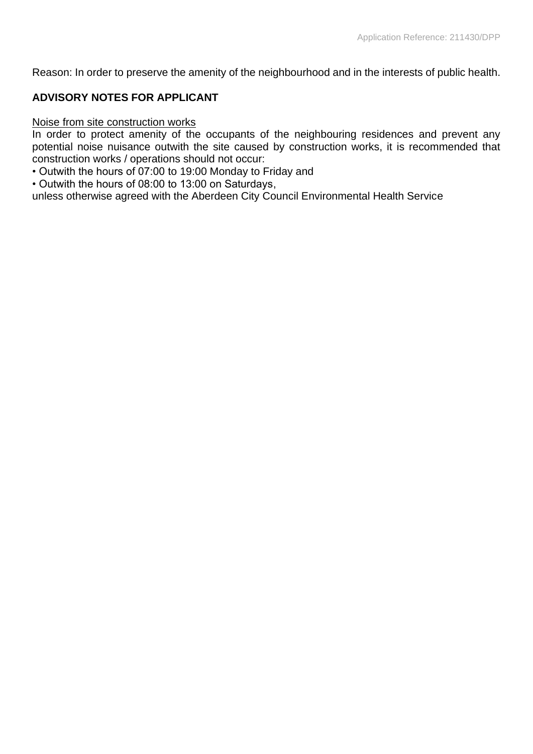Reason: In order to preserve the amenity of the neighbourhood and in the interests of public health.

**ADVISORY NOTES FOR APPLICANT**

Noise from site construction works

In order to protect amenity of the occupants of the neighbouring residences and prevent any potential noise nuisance outwith the site caused by construction works, it is recommended that construction works / operations should not occur:

- Outwith the hours of 07:00 to 19:00 Monday to Friday and
- Outwith the hours of 08:00 to 13:00 on Saturdays,

unless otherwise agreed with the Aberdeen City Council Environmental Health Service